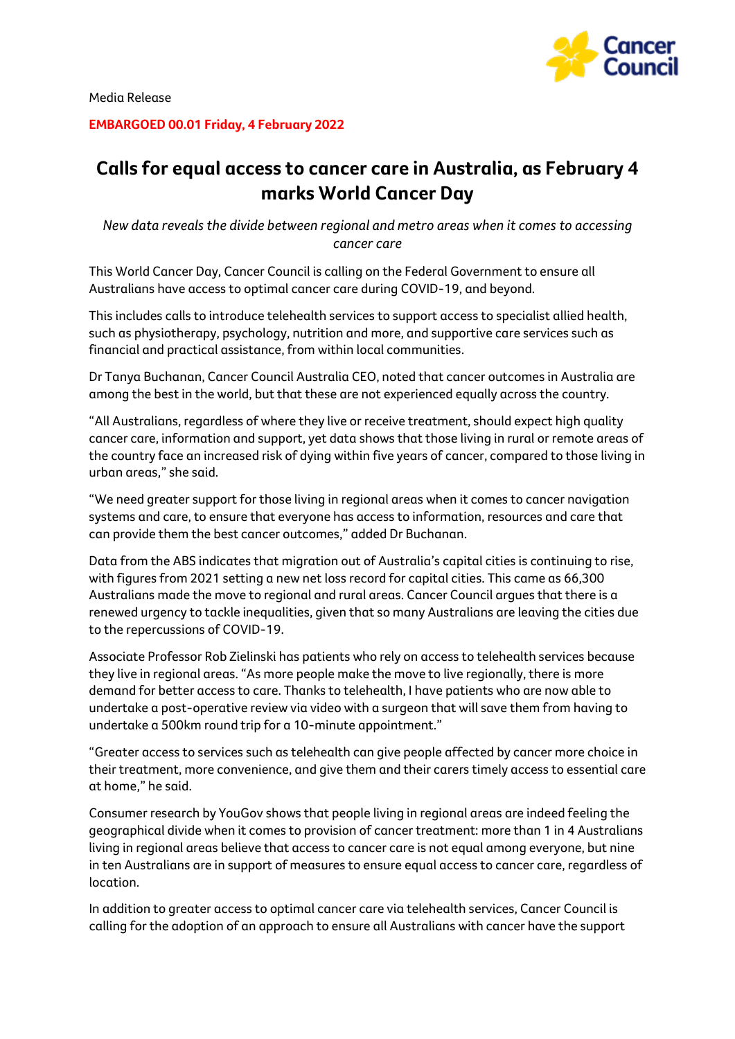Media Release

**EMBARGOED 00.01 Friday, 4 February 2022**

# Calls for equal access to cancer care in Australia, as February 4 marks World Cancer Day

*New data reveals the divide between regional and metro areas when it comes to accessing cancer care*

This World Cancer Day, Cancer Council is calling on the Federal Government to ensure all Australians have access to optimal cancer care during COVID-19, and beyond.

This includes calls to introduce telehealth services to support access to specialist allied health, such as physiotherapy, psychology, nutrition and more, and supportive care services such as financial and practical assistance, from within local communities.

Dr Tanya Buchanan, Cancer Council Australia CEO, noted that cancer outcomes in Australia are among the best in the world, but that these are not experienced equally across the country.

"All Australians, regardless of where they live or receive treatment, should expect high quality cancer care, information and support, yet data shows that those living in rural or remote areas of the country face an increased risk of dying within five years of cancer, compared to those living in urban areas," she said.

"We need greater support for those living in regional areas when it comes to cancer navigation systems and care, to ensure that everyone has access to information, resources and care that can provide them the best cancer outcomes," added Dr Buchanan.

Data from the ABS indicates that migration out of Australia's capital cities is continuing to rise, with figures from 2021 setting a new net loss record for capital cities. This came as 66,300 Australians made the move to regional and rural areas. Cancer Council argues that there is a renewed urgency to tackle inequalities, given that so many Australians are leaving the cities due to the repercussions of COVID-19.

Associate Professor Rob Zielinski has patients who rely on access to telehealth services because they live in regional areas. "As more people make the move to live regionally, there is more demand for better access to care. Thanks to telehealth, I have patients who are now able to undertake a post-operative review via video with a surgeon that will save them from having to undertake a 500km round trip for a 10-minute appointment."

"Greater access to services such as telehealth can give people affected by cancer more choice in their treatment, more convenience, and give them and their carers timely access to essential care at home," he said.

Consumer research by YouGov shows that people living in regional areas are indeed feeling the geographical divide when it comes to provision of cancer treatment: more than 1 in 4 Australians living in regional areas believe that access to cancer care is not equal among everyone, but nine in ten Australians are in support of measures to ensure equal access to cancer care, regardless of location.

In addition to greater access to optimal cancer care via telehealth services, Cancer Council is calling for the adoption of an approach to ensure all Australians with cancer have the support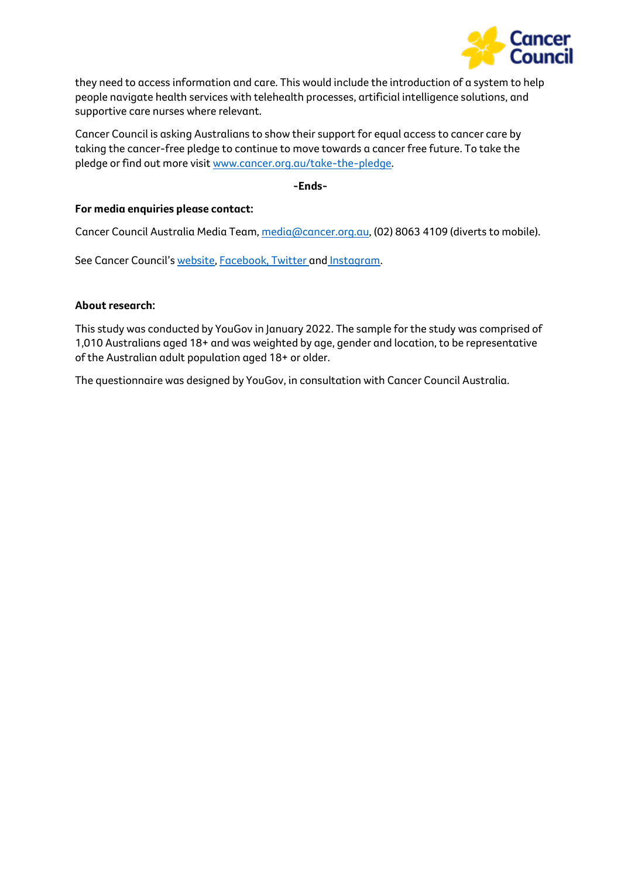they need to access information and care. This would include the introduction of a system to help people navigate health services with telehealth processes, artificial intelligence solutions, and supportive care nurses where relevant.

Cancer Council is asking Australians to show their support for equal access to cancer care by taking the cancer-free pledge to continue to move towards a cancer free future. To take the pledge or find out more visit [www.cancer.org.au/take-the-pledge](www.cancer.org.au/take-the-pledge).

**-Ends-**

**For media enquiries please contact:**

Cancer Council Australia Media Team, [media@cancer.org.au](mailto:media@cancer.org.au), (02) 8063 4109 (diverts to mobile).

See Cancer Council's website, Facebook, Twitter and Instagram.

**About research:**

This study was conducted by YouGov in January 2022. The sample for the study was comprised of 1,010 Australians aged 18+ and was weighted by age, gender and location, to be representative of the Australian adult population aged 18+ or older.

The questionnaire was designed by YouGov, in consultation with Cancer Council Australia.